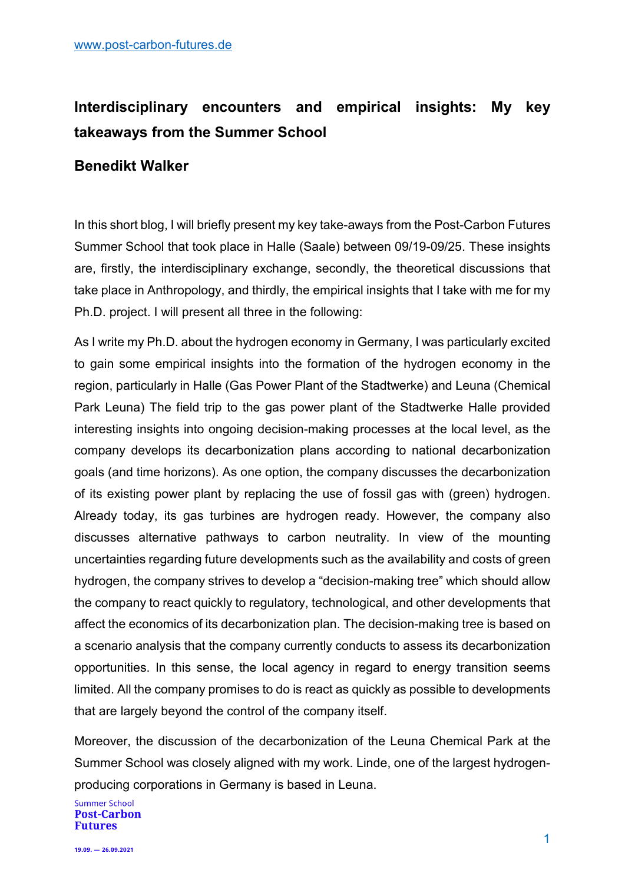# Interdisciplinary encounters and empirical insights: My key takeaways from the Summer School

## Benedikt Walker

In this short blog, I will briefly present my key take-aways from the Post-Carbon Futures Summer School that took place in Halle (Saale) between 09/19-09/25. These insights are, firstly, the interdisciplinary exchange, secondly, the theoretical discussions that take place in Anthropology, and thirdly, the empirical insights that I take with me for my Ph.D. project. I will present all three in the following:

As I write my Ph.D. about the hydrogen economy in Germany, I was particularly excited to gain some empirical insights into the formation of the hydrogen economy in the region, particularly in Halle (Gas Power Plant of the Stadtwerke) and Leuna (Chemical Park Leuna) The field trip to the gas power plant of the Stadtwerke Halle provided interesting insights into ongoing decision-making processes at the local level, as the company develops its decarbonization plans according to national decarbonization goals (and time horizons). As one option, the company discusses the decarbonization of its existing power plant by replacing the use of fossil gas with (green) hydrogen. Already today, its gas turbines are hydrogen ready. However, the company also discusses alternative pathways to carbon neutrality. In view of the mounting uncertainties regarding future developments such as the availability and costs of green hydrogen, the company strives to develop a "decision-making tree" which should allow the company to react quickly to regulatory, technological, and other developments that affect the economics of its decarbonization plan. The decision-making tree is based on a scenario analysis that the company currently conducts to assess its decarbonization opportunities. In this sense, the local agency in regard to energy transition seems limited. All the company promises to do is react as quickly as possible to developments that are largely beyond the control of the company itself.

Moreover, the discussion of the decarbonization of the Leuna Chemical Park at the Summer School was closely aligned with my work. Linde, one of the largest hydrogen-producing corporations in Germany is based in Leuna.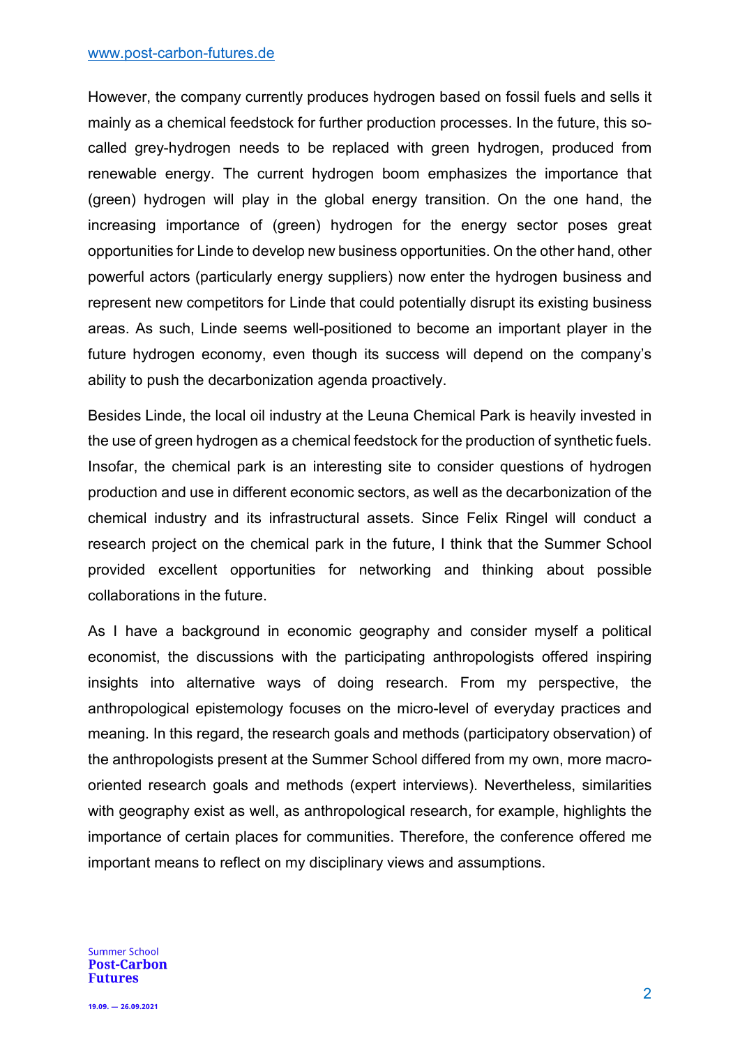However, the company currently produces hydrogen based on fossil fuels and sells it mainly as a chemical feedstock for further production processes. In the future, this so-called grey-hydrogen needs to be replaced with green hydrogen, produced from renewable energy. The current hydrogen boom emphasizes the importance that (green) hydrogen will play in the global energy transition. On the one hand, the increasing importance of (green) hydrogen for the energy sector poses great opportunities for Linde to develop new business opportunities. On the other hand, other powerful actors (particularly energy suppliers) now enter the hydrogen business and represent new competitors for Linde that could potentially disrupt its existing business areas. As such, Linde seems well-positioned to become an important player in the future hydrogen economy, even though its success will depend on the company's ability to push the decarbonization agenda proactively.

Besides Linde, the local oil industry at the Leuna Chemical Park is heavily invested in the use of green hydrogen as a chemical feedstock for the production of synthetic fuels. Insofar, the chemical park is an interesting site to consider questions of hydrogen production and use in different economic sectors, as well as the decarbonization of the chemical industry and its infrastructural assets. Since Felix Ringel will conduct a research project on the chemical park in the future, I think that the Summer School provided excellent opportunities for networking and thinking about possible collaborations in the future.

As I have a background in economic geography and consider myself a political economist, the discussions with the participating anthropologists offered inspiring insights into alternative ways of doing research. From my perspective, the anthropological epistemology focuses on the micro-level of everyday practices and meaning. In this regard, the research goals and methods (participatory observation) of the anthropologists present at the Summer School differed from my own, more macro-oriented research goals and methods (expert interviews). Nevertheless, similarities with geography exist as well, as anthropological research, for example, highlights the importance of certain places for communities. Therefore, the conference offered me important means to reflect on my disciplinary views and assumptions.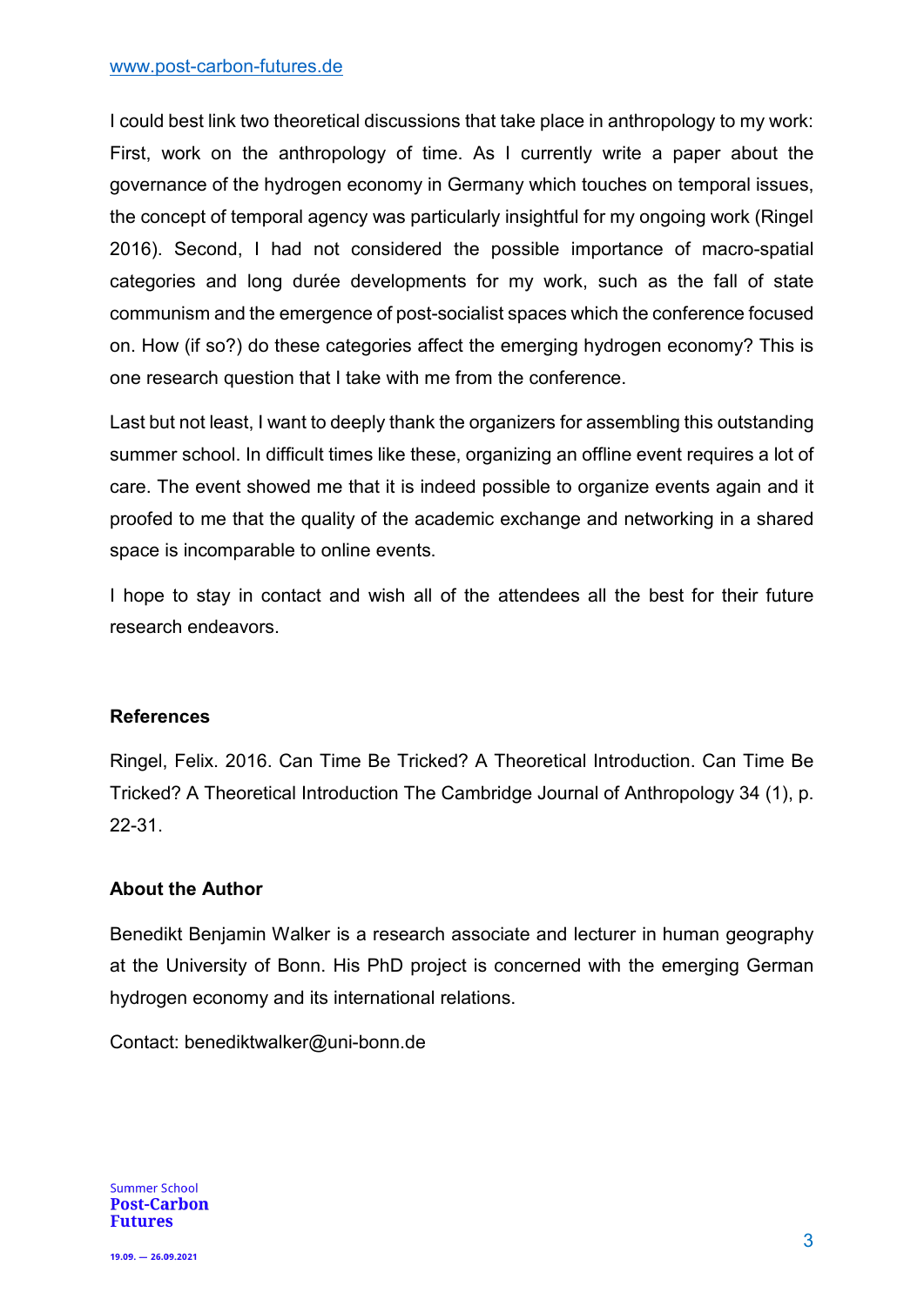I could best link two theoretical discussions that take place in anthropology to my work: First, work on the anthropology of time. As I currently write a paper about the governance of the hydrogen economy in Germany which touches on temporal issues, the concept of temporal agency was particularly insightful for my ongoing work (Ringel 2016). Second, I had not considered the possible importance of macro-spatial categories and long durée developments for my work, such as the fall of state communism and the emergence of post-socialist spaces which the conference focused on. How (if so?) do these categories affect the emerging hydrogen economy? This is one research question that I take with me from the conference.

Last but not least, I want to deeply thank the organizers for assembling this outstanding summer school. In difficult times like these, organizing an offline event requires a lot of care. The event showed me that it is indeed possible to organize events again and it proofed to me that the quality of the academic exchange and networking in a shared space is incomparable to online events.

I hope to stay in contact and wish all of the attendees all the best for their future research endeavors.

**References**

Ringel, Felix. 2016. Can Time Be Tricked? A Theoretical Introduction. Can Time Be Tricked? A Theoretical Introduction The Cambridge Journal of Anthropology 34 (1), p. 22-31.

**About the Author**

Benedikt Benjamin Walker is a research associate and lecturer in human geography at the University of Bonn. His PhD project is concerned with the emerging German hydrogen economy and its international relations.

Contact: benediktwalker@uni-bonn.de